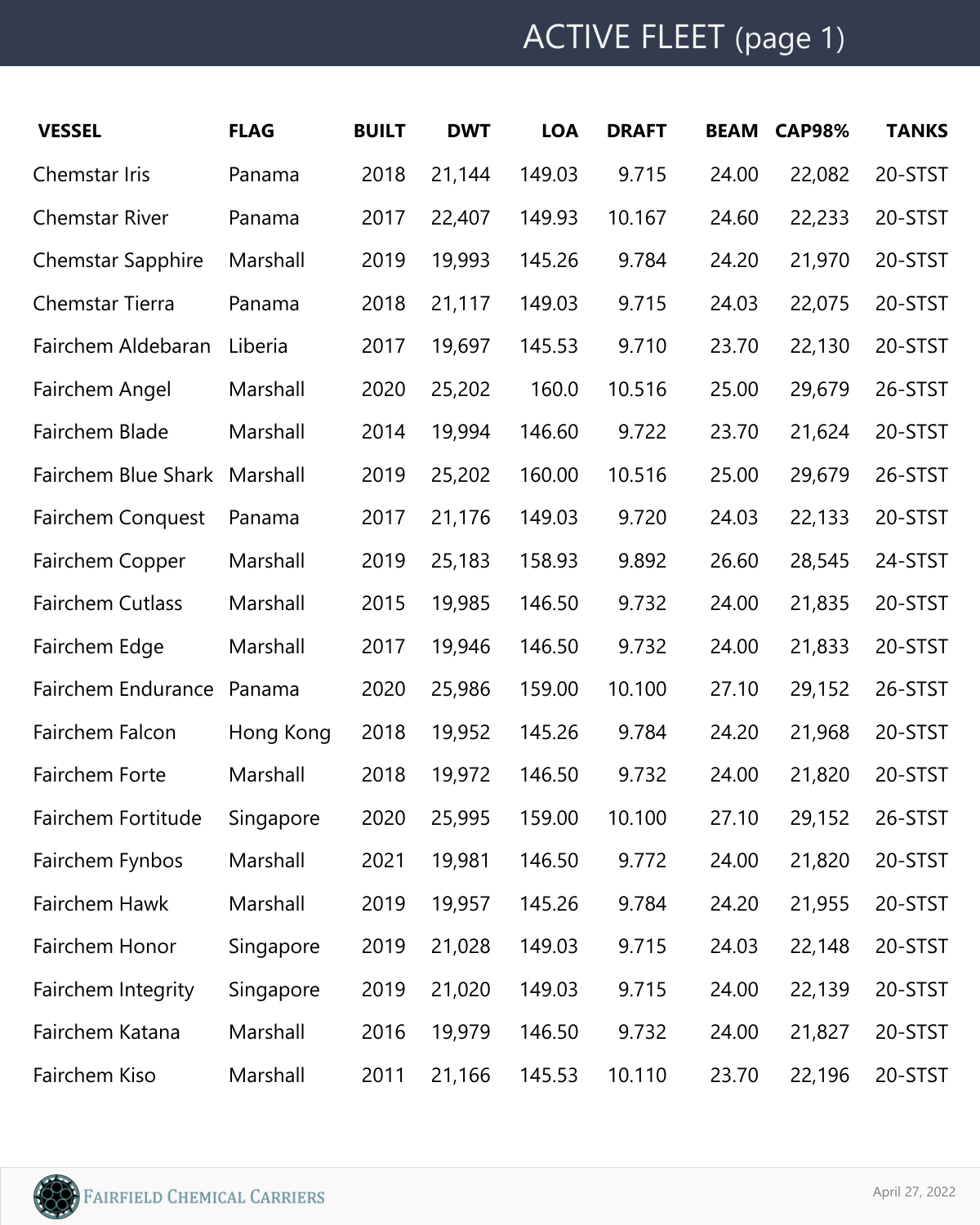# ACTIVE FLEET (page 1)

| VESSEL | FLAG | BUILT | DWT | LOA | DRAFT | BEAM | CAP98% | TANKS |
|---|---|---|---|---|---|---|---|---|
| Chemstar Iris | Panama | 2018 | 21,144 | 149.03 | 9.715 | 24.00 | 22,082 | 20-STST |
| Chemstar River | Panama | 2017 | 22,407 | 149.93 | 10.167 | 24.60 | 22,233 | 20-STST |
| Chemstar Sapphire | Marshall | 2019 | 19,993 | 145.26 | 9.784 | 24.20 | 21,970 | 20-STST |
| Chemstar Tierra | Panama | 2018 | 21,117 | 149.03 | 9.715 | 24.03 | 22,075 | 20-STST |
| Fairchem Aldebaran | Liberia | 2017 | 19,697 | 145.53 | 9.710 | 23.70 | 22,130 | 20-STST |
| Fairchem Angel | Marshall | 2020 | 25,202 | 160.0 | 10.516 | 25.00 | 29,679 | 26-STST |
| Fairchem Blade | Marshall | 2014 | 19,994 | 146.60 | 9.722 | 23.70 | 21,624 | 20-STST |
| Fairchem Blue Shark | Marshall | 2019 | 25,202 | 160.00 | 10.516 | 25.00 | 29,679 | 26-STST |
| Fairchem Conquest | Panama | 2017 | 21,176 | 149.03 | 9.720 | 24.03 | 22,133 | 20-STST |
| Fairchem Copper | Marshall | 2019 | 25,183 | 158.93 | 9.892 | 26.60 | 28,545 | 24-STST |
| Fairchem Cutlass | Marshall | 2015 | 19,985 | 146.50 | 9.732 | 24.00 | 21,835 | 20-STST |
| Fairchem Edge | Marshall | 2017 | 19,946 | 146.50 | 9.732 | 24.00 | 21,833 | 20-STST |
| Fairchem Endurance | Panama | 2020 | 25,986 | 159.00 | 10.100 | 27.10 | 29,152 | 26-STST |
| Fairchem Falcon | Hong Kong | 2018 | 19,952 | 145.26 | 9.784 | 24.20 | 21,968 | 20-STST |
| Fairchem Forte | Marshall | 2018 | 19,972 | 146.50 | 9.732 | 24.00 | 21,820 | 20-STST |
| Fairchem Fortitude | Singapore | 2020 | 25,995 | 159.00 | 10.100 | 27.10 | 29,152 | 26-STST |
| Fairchem Fynbos | Marshall | 2021 | 19,981 | 146.50 | 9.772 | 24.00 | 21,820 | 20-STST |
| Fairchem Hawk | Marshall | 2019 | 19,957 | 145.26 | 9.784 | 24.20 | 21,955 | 20-STST |
| Fairchem Honor | Singapore | 2019 | 21,028 | 149.03 | 9.715 | 24.03 | 22,148 | 20-STST |
| Fairchem Integrity | Singapore | 2019 | 21,020 | 149.03 | 9.715 | 24.00 | 22,139 | 20-STST |
| Fairchem Katana | Marshall | 2016 | 19,979 | 146.50 | 9.732 | 24.00 | 21,827 | 20-STST |
| Fairchem Kiso | Marshall | 2011 | 21,166 | 145.53 | 10.110 | 23.70 | 22,196 | 20-STST |

FAIRFIELD CHEMICAL CARRIERS

April 27, 2022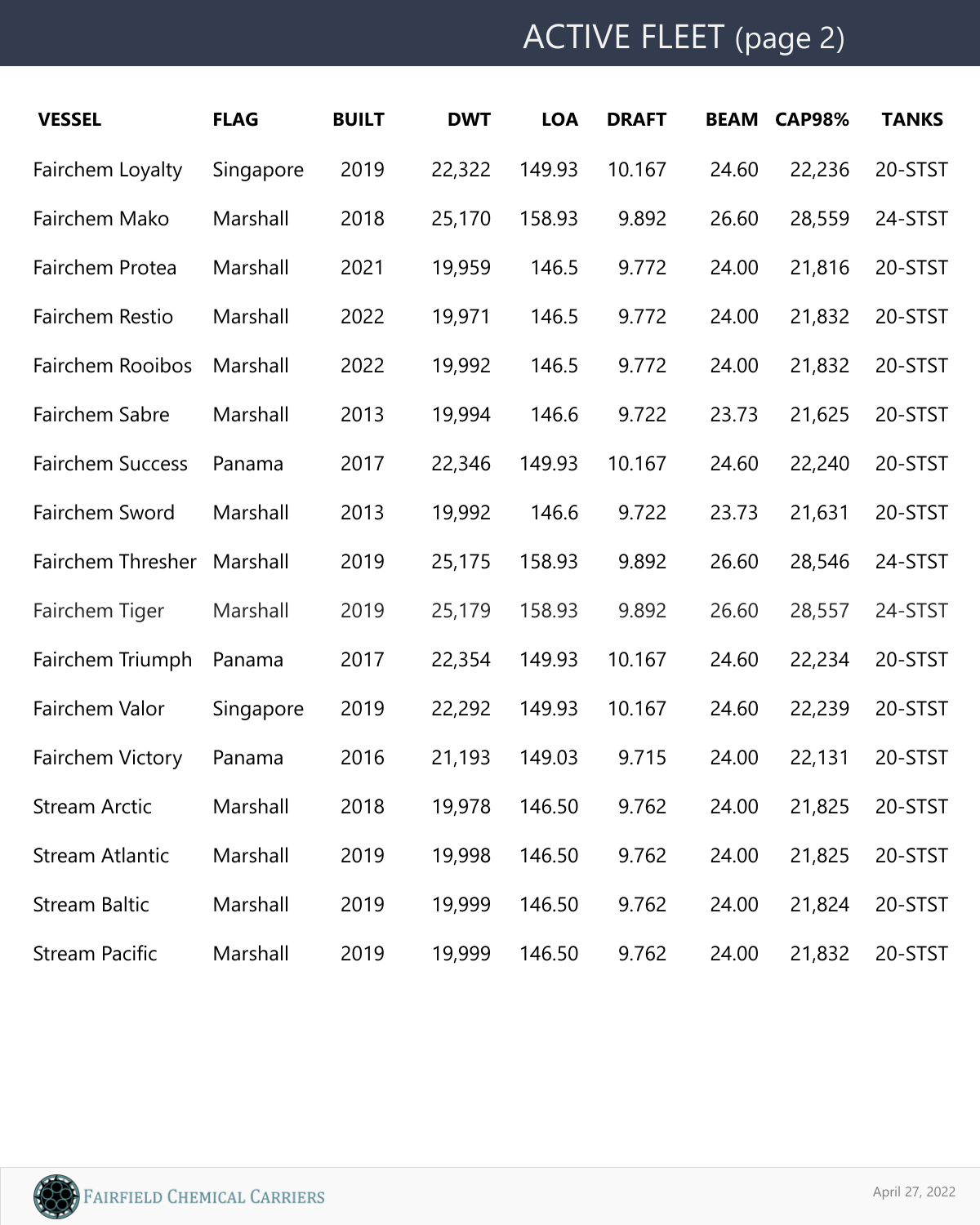# ACTIVE FLEET (page 2)

| VESSEL | FLAG | BUILT | DWT | LOA | DRAFT | BEAM | CAP98% | TANKS |
|---|---|---|---|---|---|---|---|---|
| Fairchem Loyalty | Singapore | 2019 | 22,322 | 149.93 | 10.167 | 24.60 | 22,236 | 20-STST |
| Fairchem Mako | Marshall | 2018 | 25,170 | 158.93 | 9.892 | 26.60 | 28,559 | 24-STST |
| Fairchem Protea | Marshall | 2021 | 19,959 | 146.5 | 9.772 | 24.00 | 21,816 | 20-STST |
| Fairchem Restio | Marshall | 2022 | 19,971 | 146.5 | 9.772 | 24.00 | 21,832 | 20-STST |
| Fairchem Rooibos | Marshall | 2022 | 19,992 | 146.5 | 9.772 | 24.00 | 21,832 | 20-STST |
| Fairchem Sabre | Marshall | 2013 | 19,994 | 146.6 | 9.722 | 23.73 | 21,625 | 20-STST |
| Fairchem Success | Panama | 2017 | 22,346 | 149.93 | 10.167 | 24.60 | 22,240 | 20-STST |
| Fairchem Sword | Marshall | 2013 | 19,992 | 146.6 | 9.722 | 23.73 | 21,631 | 20-STST |
| Fairchem Thresher | Marshall | 2019 | 25,175 | 158.93 | 9.892 | 26.60 | 28,546 | 24-STST |
| Fairchem Tiger | Marshall | 2019 | 25,179 | 158.93 | 9.892 | 26.60 | 28,557 | 24-STST |
| Fairchem Triumph | Panama | 2017 | 22,354 | 149.93 | 10.167 | 24.60 | 22,234 | 20-STST |
| Fairchem Valor | Singapore | 2019 | 22,292 | 149.93 | 10.167 | 24.60 | 22,239 | 20-STST |
| Fairchem Victory | Panama | 2016 | 21,193 | 149.03 | 9.715 | 24.00 | 22,131 | 20-STST |
| Stream Arctic | Marshall | 2018 | 19,978 | 146.50 | 9.762 | 24.00 | 21,825 | 20-STST |
| Stream Atlantic | Marshall | 2019 | 19,998 | 146.50 | 9.762 | 24.00 | 21,825 | 20-STST |
| Stream Baltic | Marshall | 2019 | 19,999 | 146.50 | 9.762 | 24.00 | 21,824 | 20-STST |
| Stream Pacific | Marshall | 2019 | 19,999 | 146.50 | 9.762 | 24.00 | 21,832 | 20-STST |

FAIRFIELD CHEMICAL CARRIERS

April 27, 2022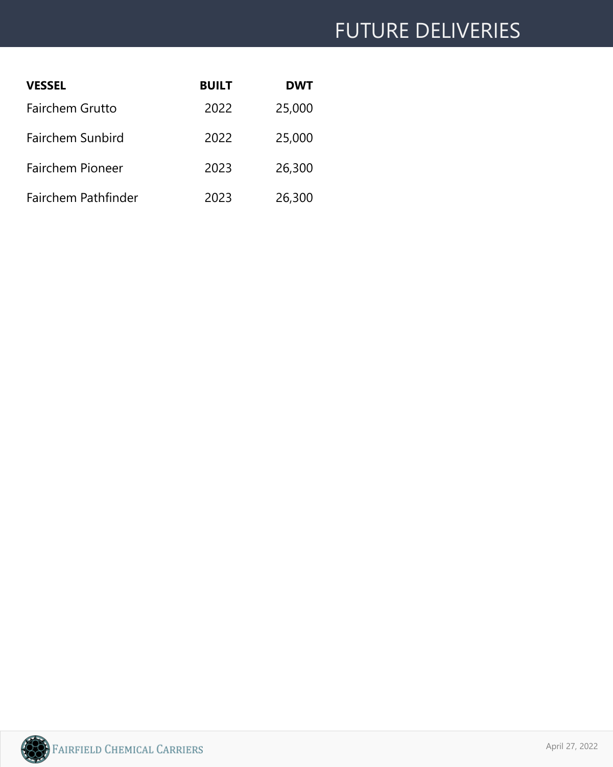# FUTURE DELIVERIES

| VESSEL | BUILT | DWT |
|---|---|---|
| Fairchem Grutto | 2022 | 25,000 |
| Fairchem Sunbird | 2022 | 25,000 |
| Fairchem Pioneer | 2023 | 26,300 |
| Fairchem Pathfinder | 2023 | 26,300 |